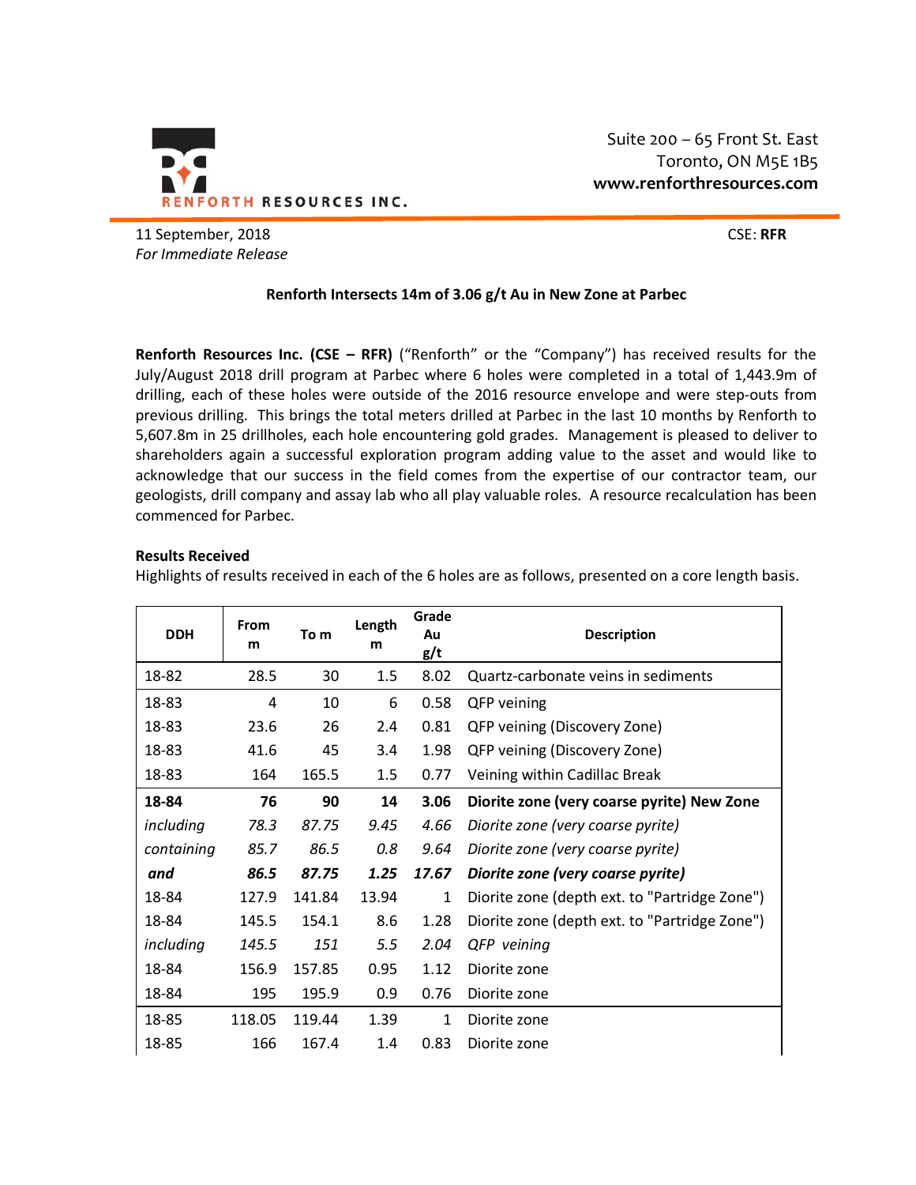RENFORTH RESOURCES INC.

Suite 200 – 65 Front St. East
Toronto, ON M5E 1B5
**www.renforthresources.com**

11 September, 2018
*For Immediate Release*

CSE: **RFR**

**Renforth Intersects 14m of 3.06 g/t Au in New Zone at Parbec**

**Renforth Resources Inc. (CSE – RFR)** ("Renforth" or the "Company") has received results for the July/August 2018 drill program at Parbec where 6 holes were completed in a total of 1,443.9m of drilling, each of these holes were outside of the 2016 resource envelope and were step-outs from previous drilling. This brings the total meters drilled at Parbec in the last 10 months by Renforth to 5,607.8m in 25 drillholes, each hole encountering gold grades. Management is pleased to deliver to shareholders again a successful exploration program adding value to the asset and would like to acknowledge that our success in the field comes from the expertise of our contractor team, our geologists, drill company and assay lab who all play valuable roles. A resource recalculation has been commenced for Parbec.

**Results Received**

Highlights of results received in each of the 6 holes are as follows, presented on a core length basis.

| DDH | From m | To m | Length m | Grade Au g/t | Description |
|---|---|---|---|---|---|
| 18-82 | 28.5 | 30 | 1.5 | 8.02 | Quartz-carbonate veins in sediments |
| 18-83 | 4 | 10 | 6 | 0.58 | QFP veining |
| 18-83 | 23.6 | 26 | 2.4 | 0.81 | QFP veining (Discovery Zone) |
| 18-83 | 41.6 | 45 | 3.4 | 1.98 | QFP veining (Discovery Zone) |
| 18-83 | 164 | 165.5 | 1.5 | 0.77 | Veining within Cadillac Break |
| **18-84** | **76** | **90** | **14** | **3.06** | **Diorite zone (very coarse pyrite) New Zone** |
| *including* | *78.3* | *87.75* | *9.45* | *4.66* | *Diorite zone (very coarse pyrite)* |
| *containing* | *85.7* | *86.5* | *0.8* | *9.64* | *Diorite zone (very coarse pyrite)* |
| ***and*** | ***86.5*** | ***87.75*** | ***1.25*** | ***17.67*** | ***Diorite zone (very coarse pyrite)*** |
| 18-84 | 127.9 | 141.84 | 13.94 | 1 | Diorite zone (depth ext. to "Partridge Zone") |
| 18-84 | 145.5 | 154.1 | 8.6 | 1.28 | Diorite zone (depth ext. to "Partridge Zone") |
| *including* | *145.5* | *151* | *5.5* | *2.04* | *QFP veining* |
| 18-84 | 156.9 | 157.85 | 0.95 | 1.12 | Diorite zone |
| 18-84 | 195 | 195.9 | 0.9 | 0.76 | Diorite zone |
| 18-85 | 118.05 | 119.44 | 1.39 | 1 | Diorite zone |
| 18-85 | 166 | 167.4 | 1.4 | 0.83 | Diorite zone |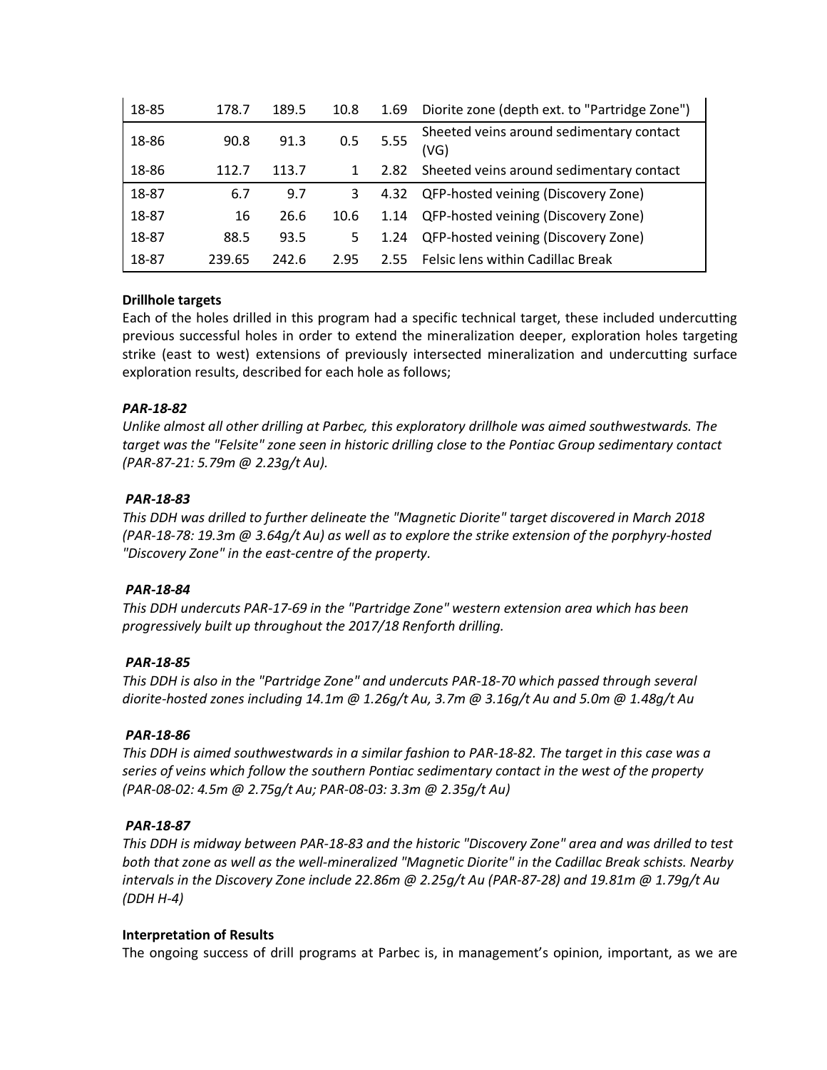| | | | | | |
|---|---|---|---|---|---|
| 18-85 | 178.7 | 189.5 | 10.8 | 1.69 | Diorite zone (depth ext. to "Partridge Zone") |
| 18-86 | 90.8 | 91.3 | 0.5 | 5.55 | Sheeted veins around sedimentary contact (VG) |
| 18-86 | 112.7 | 113.7 | 1 | 2.82 | Sheeted veins around sedimentary contact |
| 18-87 | 6.7 | 9.7 | 3 | 4.32 | QFP-hosted veining (Discovery Zone) |
| 18-87 | 16 | 26.6 | 10.6 | 1.14 | QFP-hosted veining (Discovery Zone) |
| 18-87 | 88.5 | 93.5 | 5 | 1.24 | QFP-hosted veining (Discovery Zone) |
| 18-87 | 239.65 | 242.6 | 2.95 | 2.55 | Felsic lens within Cadillac Break |

**Drillhole targets**

Each of the holes drilled in this program had a specific technical target, these included undercutting previous successful holes in order to extend the mineralization deeper, exploration holes targeting strike (east to west) extensions of previously intersected mineralization and undercutting surface exploration results, described for each hole as follows;

***PAR-18-82***

*Unlike almost all other drilling at Parbec, this exploratory drillhole was aimed southwestwards. The target was the "Felsite" zone seen in historic drilling close to the Pontiac Group sedimentary contact (PAR-87-21: 5.79m @ 2.23g/t Au).*

***PAR-18-83***

*This DDH was drilled to further delineate the "Magnetic Diorite" target discovered in March 2018 (PAR-18-78: 19.3m @ 3.64g/t Au) as well as to explore the strike extension of the porphyry-hosted "Discovery Zone" in the east-centre of the property.*

***PAR-18-84***

*This DDH undercuts PAR-17-69 in the "Partridge Zone" western extension area which has been progressively built up throughout the 2017/18 Renforth drilling.*

***PAR-18-85***

*This DDH is also in the "Partridge Zone" and undercuts PAR-18-70 which passed through several diorite-hosted zones including 14.1m @ 1.26g/t Au, 3.7m @ 3.16g/t Au and 5.0m @ 1.48g/t Au*

***PAR-18-86***

*This DDH is aimed southwestwards in a similar fashion to PAR-18-82. The target in this case was a series of veins which follow the southern Pontiac sedimentary contact in the west of the property (PAR-08-02: 4.5m @ 2.75g/t Au; PAR-08-03: 3.3m @ 2.35g/t Au)*

***PAR-18-87***

*This DDH is midway between PAR-18-83 and the historic "Discovery Zone" area and was drilled to test both that zone as well as the well-mineralized "Magnetic Diorite" in the Cadillac Break schists. Nearby intervals in the Discovery Zone include 22.86m @ 2.25g/t Au (PAR-87-28) and 19.81m @ 1.79g/t Au (DDH H-4)*

**Interpretation of Results**

The ongoing success of drill programs at Parbec is, in management's opinion, important, as we are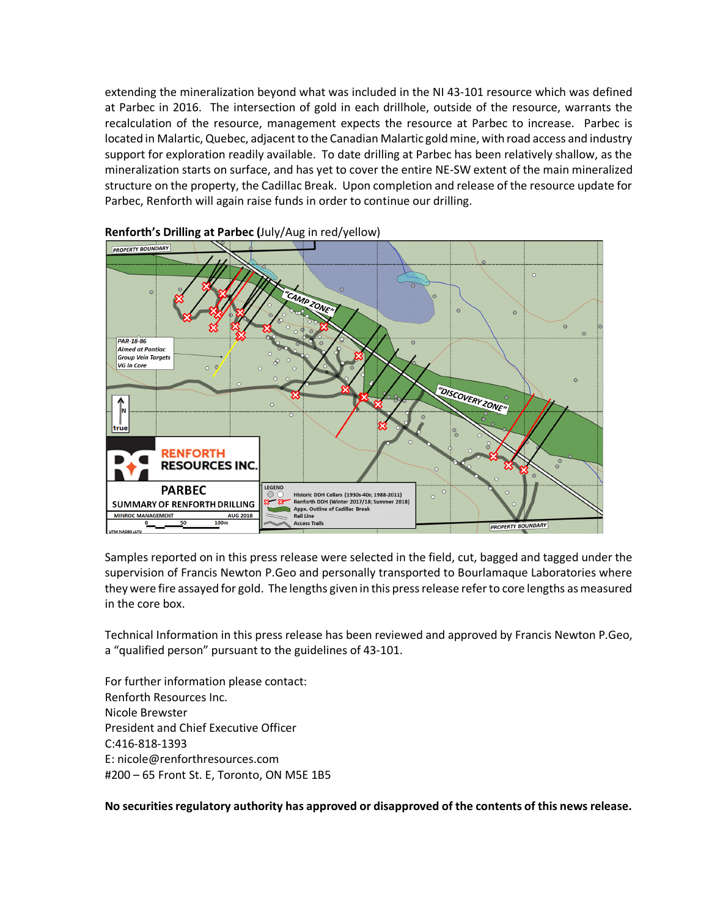extending the mineralization beyond what was included in the NI 43-101 resource which was defined at Parbec in 2016. The intersection of gold in each drillhole, outside of the resource, warrants the recalculation of the resource, management expects the resource at Parbec to increase. Parbec is located in Malartic, Quebec, adjacent to the Canadian Malartic gold mine, with road access and industry support for exploration readily available. To date drilling at Parbec has been relatively shallow, as the mineralization starts on surface, and has yet to cover the entire NE-SW extent of the main mineralized structure on the property, the Cadillac Break. Upon completion and release of the resource update for Parbec, Renforth will again raise funds in order to continue our drilling.

**Renforth's Drilling at Parbec (**July/Aug in red/yellow)

Samples reported on in this press release were selected in the field, cut, bagged and tagged under the supervision of Francis Newton P.Geo and personally transported to Bourlamaque Laboratories where they were fire assayed for gold. The lengths given in this press release refer to core lengths as measured in the core box.

Technical Information in this press release has been reviewed and approved by Francis Newton P.Geo, a "qualified person" pursuant to the guidelines of 43-101.

For further information please contact:
Renforth Resources Inc.
Nicole Brewster
President and Chief Executive Officer
C:416-818-1393
E: nicole@renforthresources.com
#200 – 65 Front St. E, Toronto, ON M5E 1B5

**No securities regulatory authority has approved or disapproved of the contents of this news release.**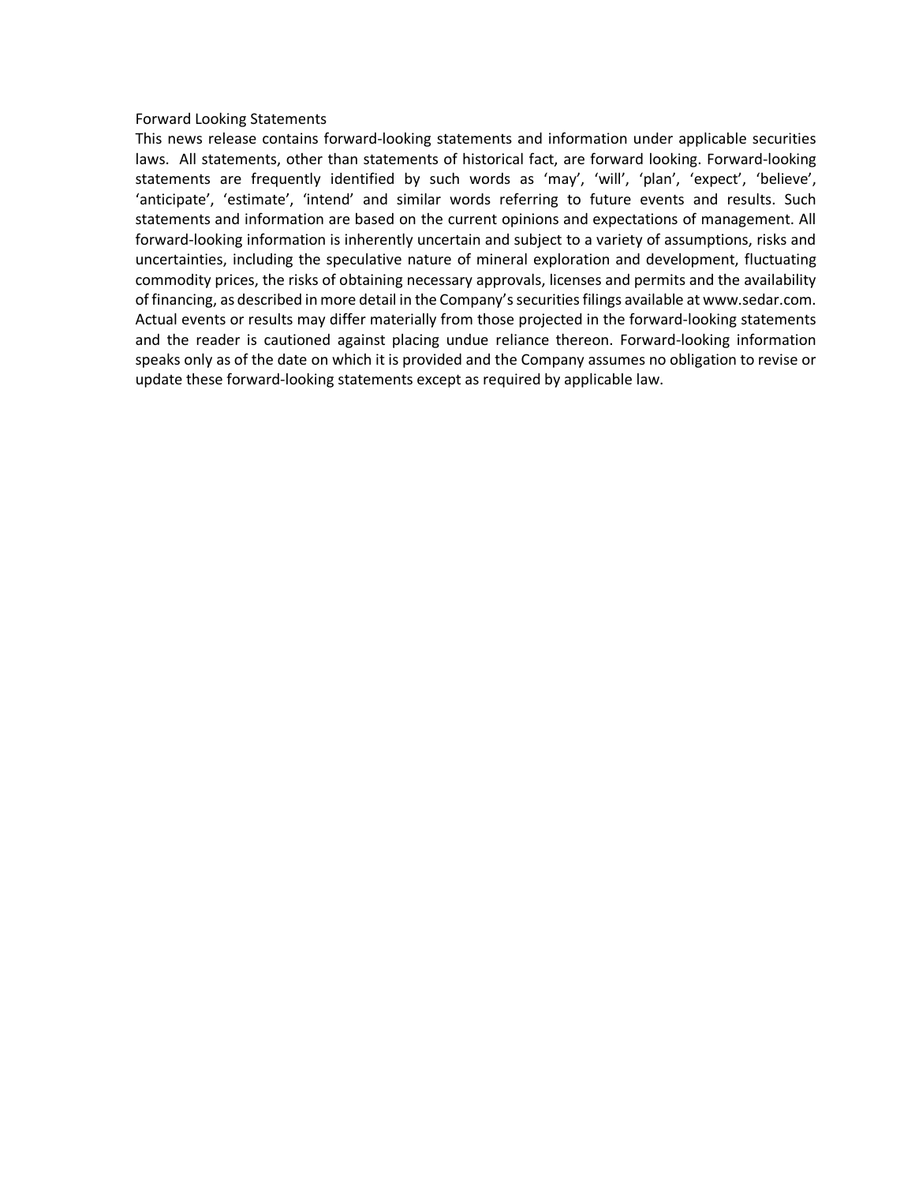Forward Looking Statements

This news release contains forward-looking statements and information under applicable securities laws. All statements, other than statements of historical fact, are forward looking. Forward-looking statements are frequently identified by such words as 'may', 'will', 'plan', 'expect', 'believe', 'anticipate', 'estimate', 'intend' and similar words referring to future events and results. Such statements and information are based on the current opinions and expectations of management. All forward-looking information is inherently uncertain and subject to a variety of assumptions, risks and uncertainties, including the speculative nature of mineral exploration and development, fluctuating commodity prices, the risks of obtaining necessary approvals, licenses and permits and the availability of financing, as described in more detail in the Company's securities filings available at www.sedar.com. Actual events or results may differ materially from those projected in the forward-looking statements and the reader is cautioned against placing undue reliance thereon. Forward-looking information speaks only as of the date on which it is provided and the Company assumes no obligation to revise or update these forward-looking statements except as required by applicable law.